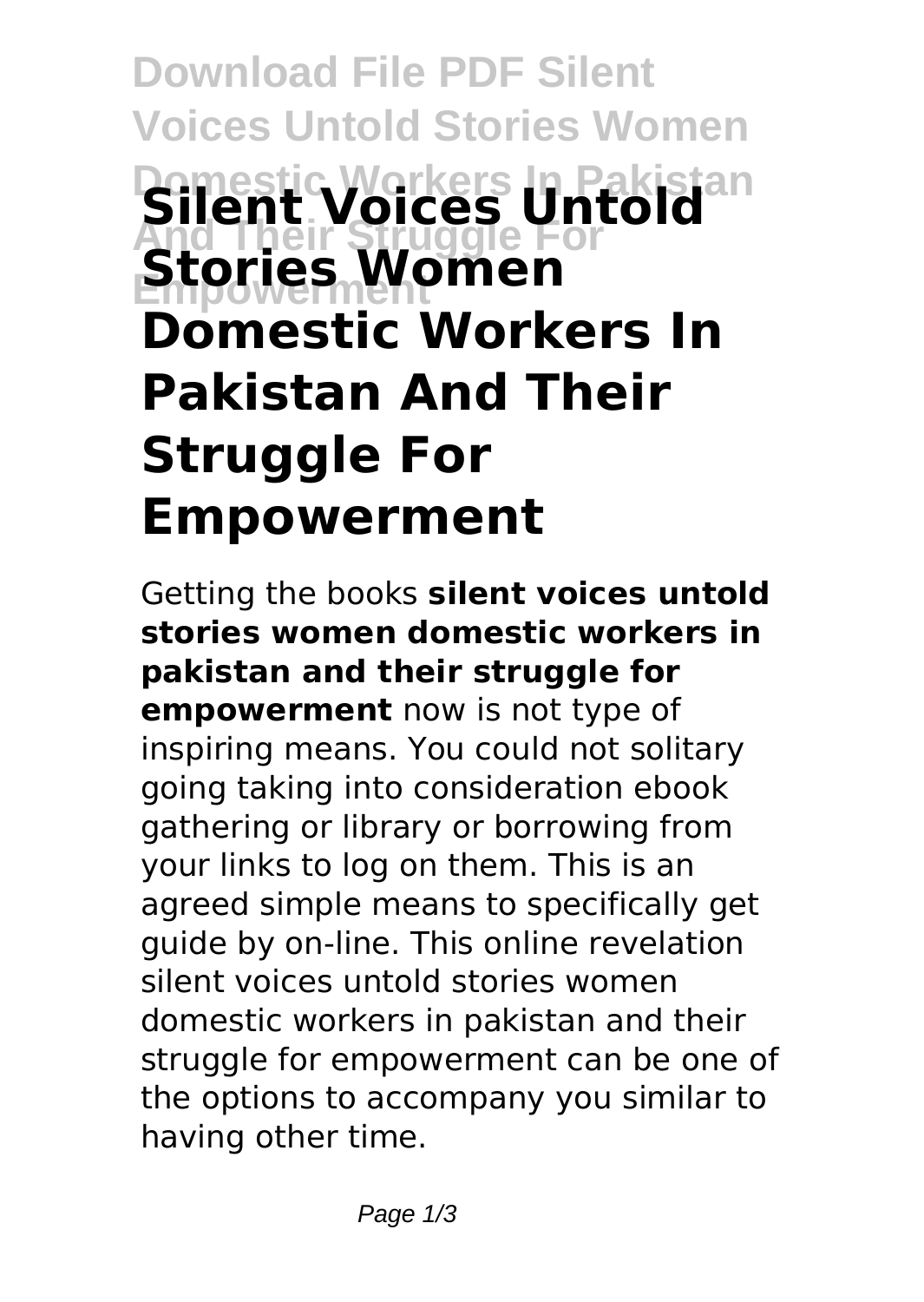# Silent Voices Untold Stories Women Domestic Workers In Pakistan And Their Struggle For Empowerment

Getting the books **silent voices untold stories women domestic workers in pakistan and their struggle for empowerment** now is not type of inspiring means. You could not solitary going taking into consideration ebook gathering or library or borrowing from your links to log on them. This is an agreed simple means to specifically get guide by on-line. This online revelation silent voices untold stories women domestic workers in pakistan and their struggle for empowerment can be one of the options to accompany you similar to having other time.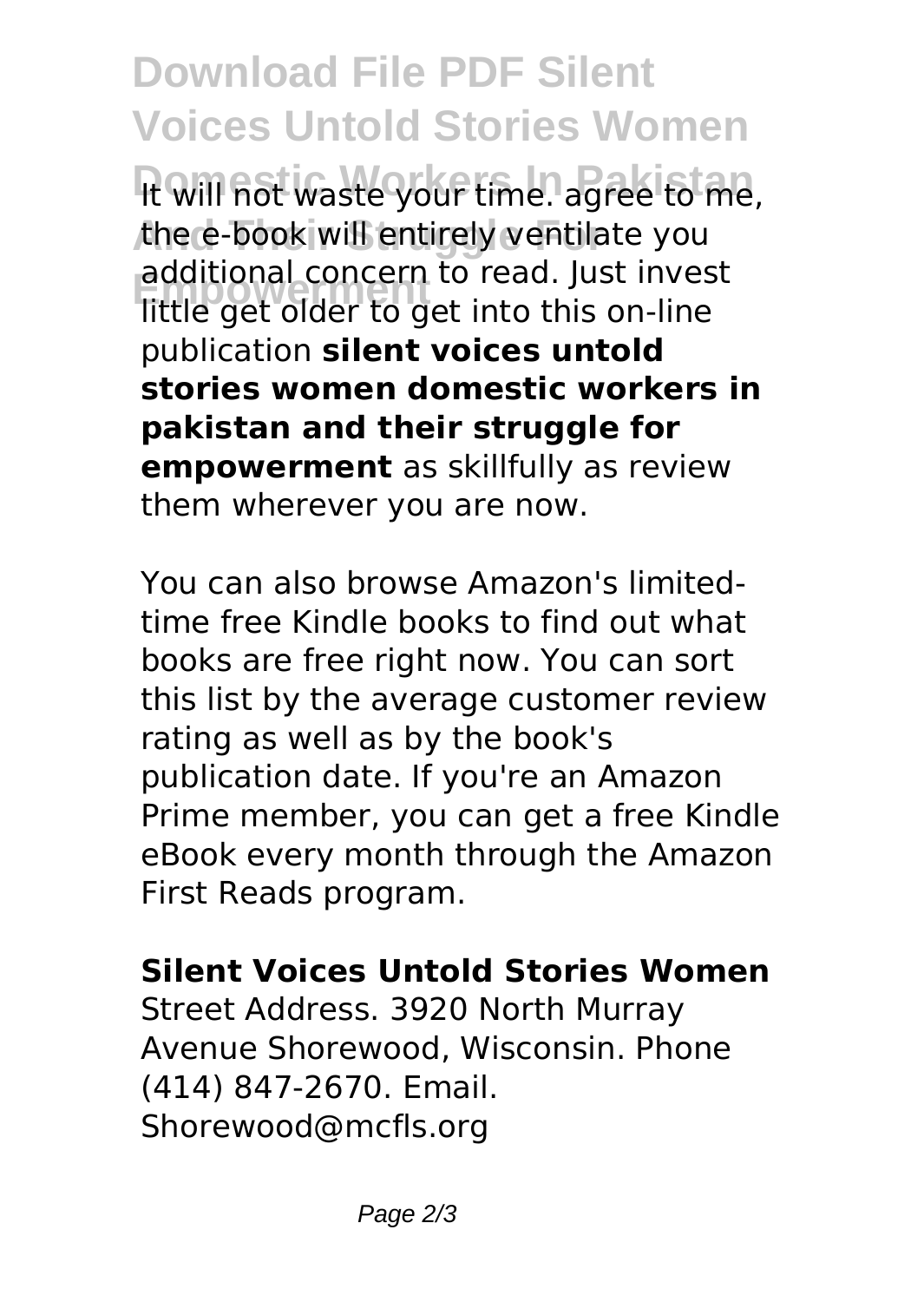It will not waste your time. agree to me, the e-book will entirely ventilate you additional concern to read. Just invest little get older to get into this on-line publication **silent voices untold stories women domestic workers in pakistan and their struggle for empowerment** as skillfully as review them wherever you are now.

You can also browse Amazon's limited-time free Kindle books to find out what books are free right now. You can sort this list by the average customer review rating as well as by the book's publication date. If you're an Amazon Prime member, you can get a free Kindle eBook every month through the Amazon First Reads program.

**Silent Voices Untold Stories Women**

Street Address. 3920 North Murray Avenue Shorewood, Wisconsin. Phone (414) 847-2670. Email. Shorewood@mcfls.org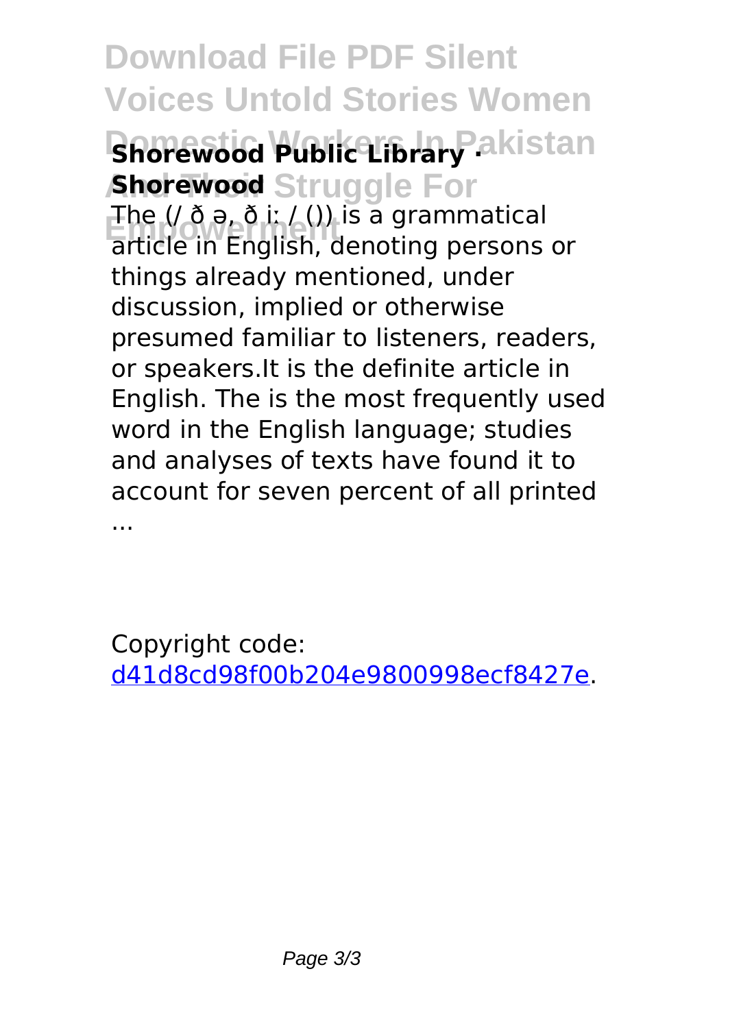**Shorewood Public Library - Shorewood**

The (/ ð ə, ð iː / ()) is a grammatical article in English, denoting persons or things already mentioned, under discussion, implied or otherwise presumed familiar to listeners, readers, or speakers.It is the definite article in English. The is the most frequently used word in the English language; studies and analyses of texts have found it to account for seven percent of all printed ...

Copyright code: [d41d8cd98f00b204e9800998ecf8427e](d41d8cd98f00b204e9800998ecf8427e).